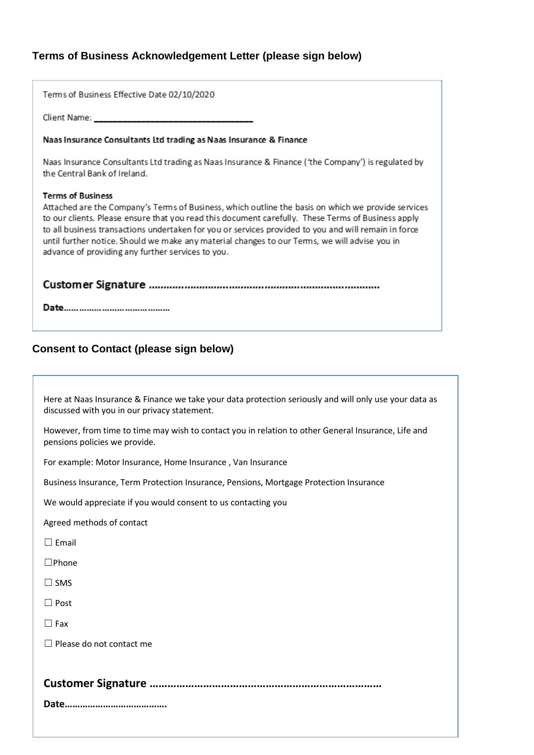## Terms of Business Acknowledgement Letter (please sign below)

Terms of Business Effective Date 02/10/2020

Client Name: ________________________________

**Naas Insurance Consultants Ltd trading as Naas Insurance & Finance**

Naas Insurance Consultants Ltd trading as Naas Insurance & Finance ('the Company') is regulated by the Central Bank of Ireland.

**Terms of Business**
Attached are the Company's Terms of Business, which outline the basis on which we provide services to our clients. Please ensure that you read this document carefully. These Terms of Business apply to all business transactions undertaken for you or services provided to you and will remain in force until further notice. Should we make any material changes to our Terms, we will advise you in advance of providing any further services to you.

**Customer Signature** ......................................................................

**Date**....................................

## Consent to Contact (please sign below)

Here at Naas Insurance & Finance we take your data protection seriously and will only use your data as discussed with you in our privacy statement.

However, from time to time may wish to contact you in relation to other General Insurance, Life and pensions policies we provide.

For example: Motor Insurance, Home Insurance , Van Insurance

Business Insurance, Term Protection Insurance, Pensions, Mortgage Protection Insurance

We would appreciate if you would consent to us contacting you

Agreed methods of contact

☐ Email

☐Phone

☐ SMS

☐ Post

☐ Fax

☐ Please do not contact me

**Customer Signature** ......................................................................

**Date**....................................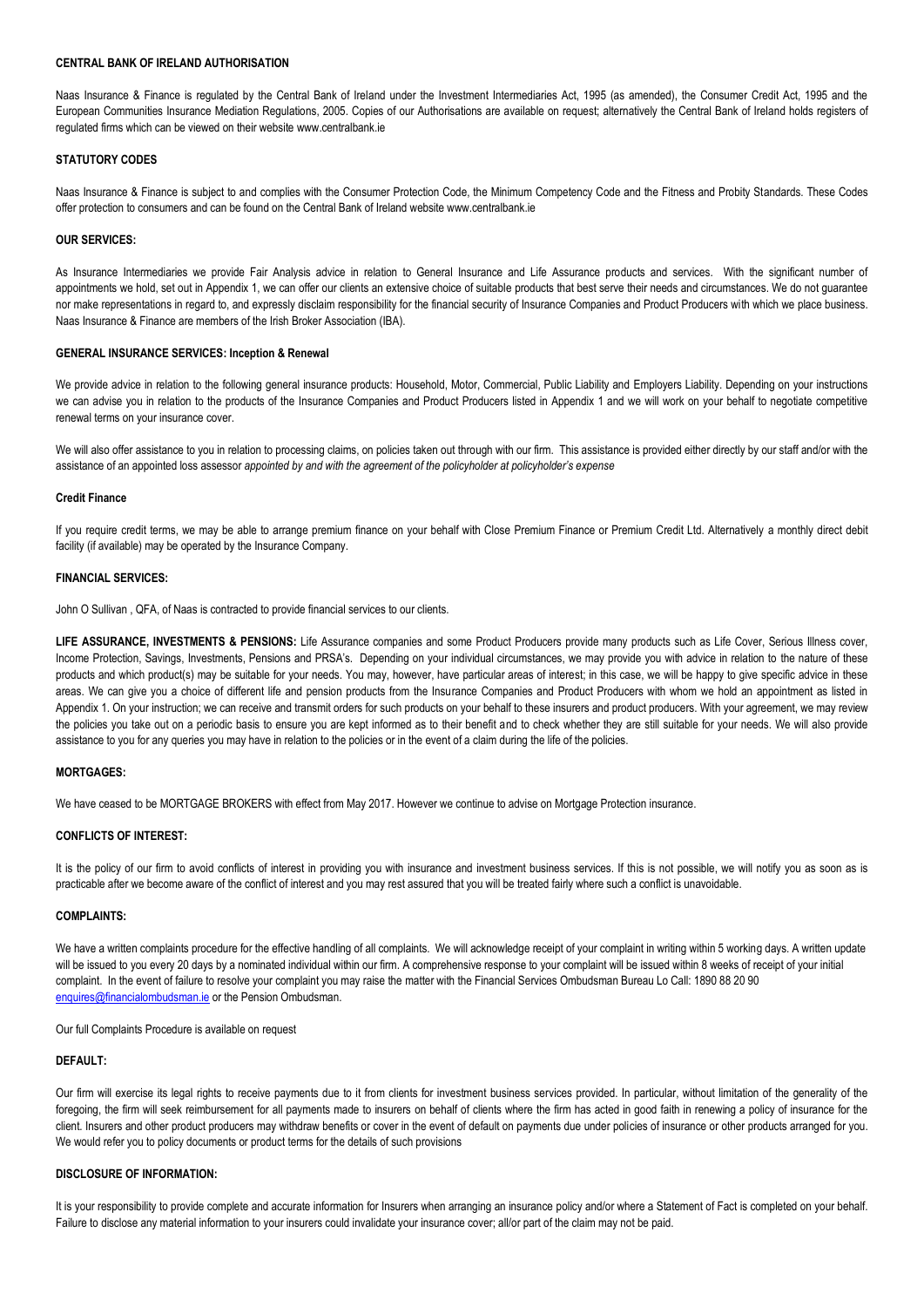**CENTRAL BANK OF IRELAND AUTHORISATION**

Naas Insurance & Finance is regulated by the Central Bank of Ireland under the Investment Intermediaries Act, 1995 (as amended), the Consumer Credit Act, 1995 and the European Communities Insurance Mediation Regulations, 2005. Copies of our Authorisations are available on request; alternatively the Central Bank of Ireland holds registers of regulated firms which can be viewed on their website www.centralbank.ie

**STATUTORY CODES**

Naas Insurance & Finance is subject to and complies with the Consumer Protection Code, the Minimum Competency Code and the Fitness and Probity Standards. These Codes offer protection to consumers and can be found on the Central Bank of Ireland website www.centralbank.ie

**OUR SERVICES:**

As Insurance Intermediaries we provide Fair Analysis advice in relation to General Insurance and Life Assurance products and services. With the significant number of appointments we hold, set out in Appendix 1, we can offer our clients an extensive choice of suitable products that best serve their needs and circumstances. We do not guarantee nor make representations in regard to, and expressly disclaim responsibility for the financial security of Insurance Companies and Product Producers with which we place business. Naas Insurance & Finance are members of the Irish Broker Association (IBA).

**GENERAL INSURANCE SERVICES: Inception & Renewal**

We provide advice in relation to the following general insurance products: Household, Motor, Commercial, Public Liability and Employers Liability. Depending on your instructions we can advise you in relation to the products of the Insurance Companies and Product Producers listed in Appendix 1 and we will work on your behalf to negotiate competitive renewal terms on your insurance cover.

We will also offer assistance to you in relation to processing claims, on policies taken out through with our firm. This assistance is provided either directly by our staff and/or with the assistance of an appointed loss assessor *appointed by and with the agreement of the policyholder at policyholder's expense*

**Credit Finance**

If you require credit terms, we may be able to arrange premium finance on your behalf with Close Premium Finance or Premium Credit Ltd. Alternatively a monthly direct debit facility (if available) may be operated by the Insurance Company.

**FINANCIAL SERVICES:**

John O Sullivan , QFA, of Naas is contracted to provide financial services to our clients.

**LIFE ASSURANCE, INVESTMENTS & PENSIONS:** Life Assurance companies and some Product Producers provide many products such as Life Cover, Serious Illness cover, Income Protection, Savings, Investments, Pensions and PRSA's. Depending on your individual circumstances, we may provide you with advice in relation to the nature of these products and which product(s) may be suitable for your needs. You may, however, have particular areas of interest; in this case, we will be happy to give specific advice in these areas. We can give you a choice of different life and pension products from the Insurance Companies and Product Producers with whom we hold an appointment as listed in Appendix 1. On your instruction; we can receive and transmit orders for such products on your behalf to these insurers and product producers. With your agreement, we may review the policies you take out on a periodic basis to ensure you are kept informed as to their benefit and to check whether they are still suitable for your needs. We will also provide assistance to you for any queries you may have in relation to the policies or in the event of a claim during the life of the policies.

**MORTGAGES:**

We have ceased to be MORTGAGE BROKERS with effect from May 2017. However we continue to advise on Mortgage Protection insurance.

**CONFLICTS OF INTEREST:**

It is the policy of our firm to avoid conflicts of interest in providing you with insurance and investment business services. If this is not possible, we will notify you as soon as is practicable after we become aware of the conflict of interest and you may rest assured that you will be treated fairly where such a conflict is unavoidable.

**COMPLAINTS:**

We have a written complaints procedure for the effective handling of all complaints. We will acknowledge receipt of your complaint in writing within 5 working days. A written update will be issued to you every 20 days by a nominated individual within our firm. A comprehensive response to your complaint will be issued within 8 weeks of receipt of your initial complaint. In the event of failure to resolve your complaint you may raise the matter with the Financial Services Ombudsman Bureau Lo Call: 1890 88 20 90 enquires@financialombudsman.ie or the Pension Ombudsman.

Our full Complaints Procedure is available on request

**DEFAULT:**

Our firm will exercise its legal rights to receive payments due to it from clients for investment business services provided. In particular, without limitation of the generality of the foregoing, the firm will seek reimbursement for all payments made to insurers on behalf of clients where the firm has acted in good faith in renewing a policy of insurance for the client. Insurers and other product producers may withdraw benefits or cover in the event of default on payments due under policies of insurance or other products arranged for you. We would refer you to policy documents or product terms for the details of such provisions

**DISCLOSURE OF INFORMATION:**

It is your responsibility to provide complete and accurate information for Insurers when arranging an insurance policy and/or where a Statement of Fact is completed on your behalf. Failure to disclose any material information to your insurers could invalidate your insurance cover; all/or part of the claim may not be paid.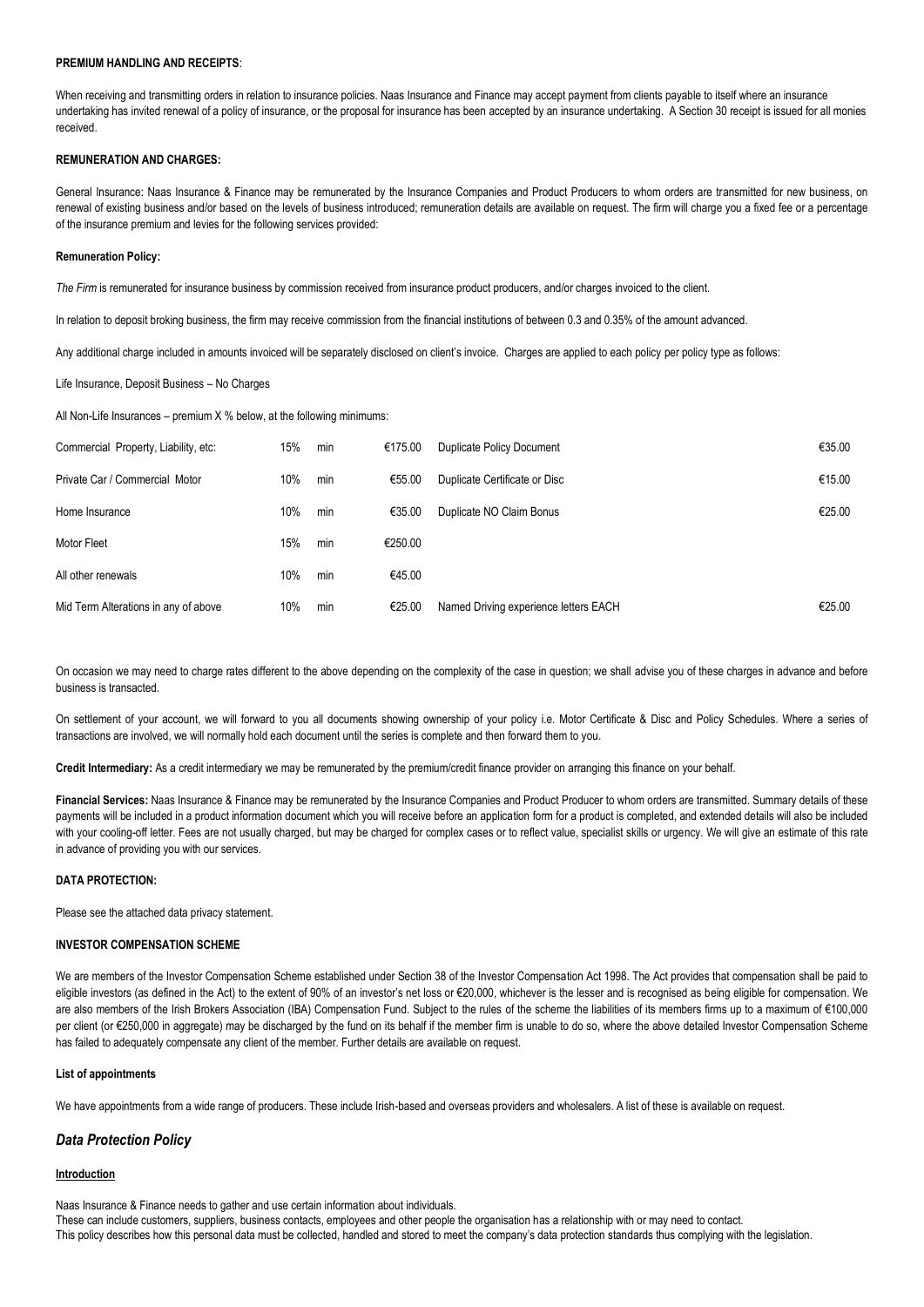**PREMIUM HANDLING AND RECEIPTS**:

When receiving and transmitting orders in relation to insurance policies. Naas Insurance and Finance may accept payment from clients payable to itself where an insurance undertaking has invited renewal of a policy of insurance, or the proposal for insurance has been accepted by an insurance undertaking. A Section 30 receipt is issued for all monies received.

**REMUNERATION AND CHARGES:**

General Insurance: Naas Insurance & Finance may be remunerated by the Insurance Companies and Product Producers to whom orders are transmitted for new business, on renewal of existing business and/or based on the levels of business introduced; remuneration details are available on request. The firm will charge you a fixed fee or a percentage of the insurance premium and levies for the following services provided:

**Remuneration Policy:**

*The Firm* is remunerated for insurance business by commission received from insurance product producers, and/or charges invoiced to the client.

In relation to deposit broking business, the firm may receive commission from the financial institutions of between 0.3 and 0.35% of the amount advanced.

Any additional charge included in amounts invoiced will be separately disclosed on client's invoice. Charges are applied to each policy per policy type as follows:

Life Insurance, Deposit Business – No Charges

All Non-Life Insurances – premium X % below, at the following minimums:

| | | | | | |
|---|---|---|---|---|---|
| Commercial Property, Liability, etc: | 15% | min | €175.00 | Duplicate Policy Document | €35.00 |
| Private Car / Commercial Motor | 10% | min | €55.00 | Duplicate Certificate or Disc | €15.00 |
| Home Insurance | 10% | min | €35.00 | Duplicate NO Claim Bonus | €25.00 |
| Motor Fleet | 15% | min | €250.00 | | |
| All other renewals | 10% | min | €45.00 | | |
| Mid Term Alterations in any of above | 10% | min | €25.00 | Named Driving experience letters EACH | €25.00 |

On occasion we may need to charge rates different to the above depending on the complexity of the case in question; we shall advise you of these charges in advance and before business is transacted.

On settlement of your account, we will forward to you all documents showing ownership of your policy i.e. Motor Certificate & Disc and Policy Schedules. Where a series of transactions are involved, we will normally hold each document until the series is complete and then forward them to you.

**Credit Intermediary:** As a credit intermediary we may be remunerated by the premium/credit finance provider on arranging this finance on your behalf.

**Financial Services:** Naas Insurance & Finance may be remunerated by the Insurance Companies and Product Producer to whom orders are transmitted. Summary details of these payments will be included in a product information document which you will receive before an application form for a product is completed, and extended details will also be included with your cooling-off letter. Fees are not usually charged, but may be charged for complex cases or to reflect value, specialist skills or urgency. We will give an estimate of this rate in advance of providing you with our services.

**DATA PROTECTION:**

Please see the attached data privacy statement.

**INVESTOR COMPENSATION SCHEME**

We are members of the Investor Compensation Scheme established under Section 38 of the Investor Compensation Act 1998. The Act provides that compensation shall be paid to eligible investors (as defined in the Act) to the extent of 90% of an investor's net loss or €20,000, whichever is the lesser and is recognised as being eligible for compensation. We are also members of the Irish Brokers Association (IBA) Compensation Fund. Subject to the rules of the scheme the liabilities of its members firms up to a maximum of €100,000 per client (or €250,000 in aggregate) may be discharged by the fund on its behalf if the member firm is unable to do so, where the above detailed Investor Compensation Scheme has failed to adequately compensate any client of the member. Further details are available on request.

**List of appointments**

We have appointments from a wide range of producers. These include Irish-based and overseas providers and wholesalers. A list of these is available on request.

## *Data Protection Policy*

**Introduction**

Naas Insurance & Finance needs to gather and use certain information about individuals.
These can include customers, suppliers, business contacts, employees and other people the organisation has a relationship with or may need to contact.
This policy describes how this personal data must be collected, handled and stored to meet the company's data protection standards thus complying with the legislation.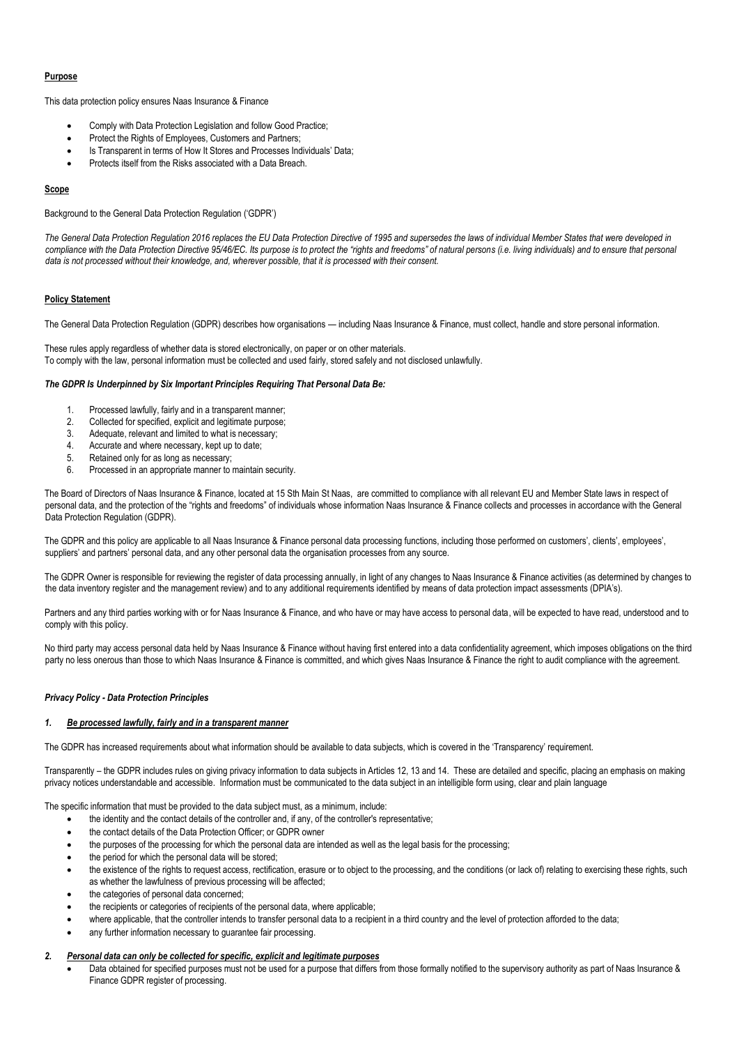**Purpose**

This data protection policy ensures Naas Insurance & Finance

- Comply with Data Protection Legislation and follow Good Practice;
- Protect the Rights of Employees, Customers and Partners;
- Is Transparent in terms of How It Stores and Processes Individuals' Data;
- Protects itself from the Risks associated with a Data Breach.

**Scope**

Background to the General Data Protection Regulation ('GDPR')

*The General Data Protection Regulation 2016 replaces the EU Data Protection Directive of 1995 and supersedes the laws of individual Member States that were developed in compliance with the Data Protection Directive 95/46/EC. Its purpose is to protect the "rights and freedoms" of natural persons (i.e. living individuals) and to ensure that personal data is not processed without their knowledge, and, wherever possible, that it is processed with their consent.*

**Policy Statement**

The General Data Protection Regulation (GDPR) describes how organisations — including Naas Insurance & Finance, must collect, handle and store personal information.

These rules apply regardless of whether data is stored electronically, on paper or on other materials.
To comply with the law, personal information must be collected and used fairly, stored safely and not disclosed unlawfully.

***The GDPR Is Underpinned by Six Important Principles Requiring That Personal Data Be:***

1. Processed lawfully, fairly and in a transparent manner;
2. Collected for specified, explicit and legitimate purpose;
3. Adequate, relevant and limited to what is necessary;
4. Accurate and where necessary, kept up to date;
5. Retained only for as long as necessary;
6. Processed in an appropriate manner to maintain security.

The Board of Directors of Naas Insurance & Finance, located at 15 Sth Main St Naas, are committed to compliance with all relevant EU and Member State laws in respect of personal data, and the protection of the "rights and freedoms" of individuals whose information Naas Insurance & Finance collects and processes in accordance with the General Data Protection Regulation (GDPR).

The GDPR and this policy are applicable to all Naas Insurance & Finance personal data processing functions, including those performed on customers', clients', employees', suppliers' and partners' personal data, and any other personal data the organisation processes from any source.

The GDPR Owner is responsible for reviewing the register of data processing annually, in light of any changes to Naas Insurance & Finance activities (as determined by changes to the data inventory register and the management review) and to any additional requirements identified by means of data protection impact assessments (DPIA's).

Partners and any third parties working with or for Naas Insurance & Finance, and who have or may have access to personal data, will be expected to have read, understood and to comply with this policy.

No third party may access personal data held by Naas Insurance & Finance without having first entered into a data confidentiality agreement, which imposes obligations on the third party no less onerous than those to which Naas Insurance & Finance is committed, and which gives Naas Insurance & Finance the right to audit compliance with the agreement.

***Privacy Policy - Data Protection Principles***

***1. Be processed lawfully, fairly and in a transparent manner***

The GDPR has increased requirements about what information should be available to data subjects, which is covered in the 'Transparency' requirement.

Transparently – the GDPR includes rules on giving privacy information to data subjects in Articles 12, 13 and 14. These are detailed and specific, placing an emphasis on making privacy notices understandable and accessible. Information must be communicated to the data subject in an intelligible form using, clear and plain language

The specific information that must be provided to the data subject must, as a minimum, include:

- the identity and the contact details of the controller and, if any, of the controller's representative;
- the contact details of the Data Protection Officer; or GDPR owner
- the purposes of the processing for which the personal data are intended as well as the legal basis for the processing;
- the period for which the personal data will be stored;
- the existence of the rights to request access, rectification, erasure or to object to the processing, and the conditions (or lack of) relating to exercising these rights, such as whether the lawfulness of previous processing will be affected;
- the categories of personal data concerned;
- the recipients or categories of recipients of the personal data, where applicable;
- where applicable, that the controller intends to transfer personal data to a recipient in a third country and the level of protection afforded to the data;
- any further information necessary to guarantee fair processing.

***2. Personal data can only be collected for specific, explicit and legitimate purposes***

- Data obtained for specified purposes must not be used for a purpose that differs from those formally notified to the supervisory authority as part of Naas Insurance & Finance GDPR register of processing.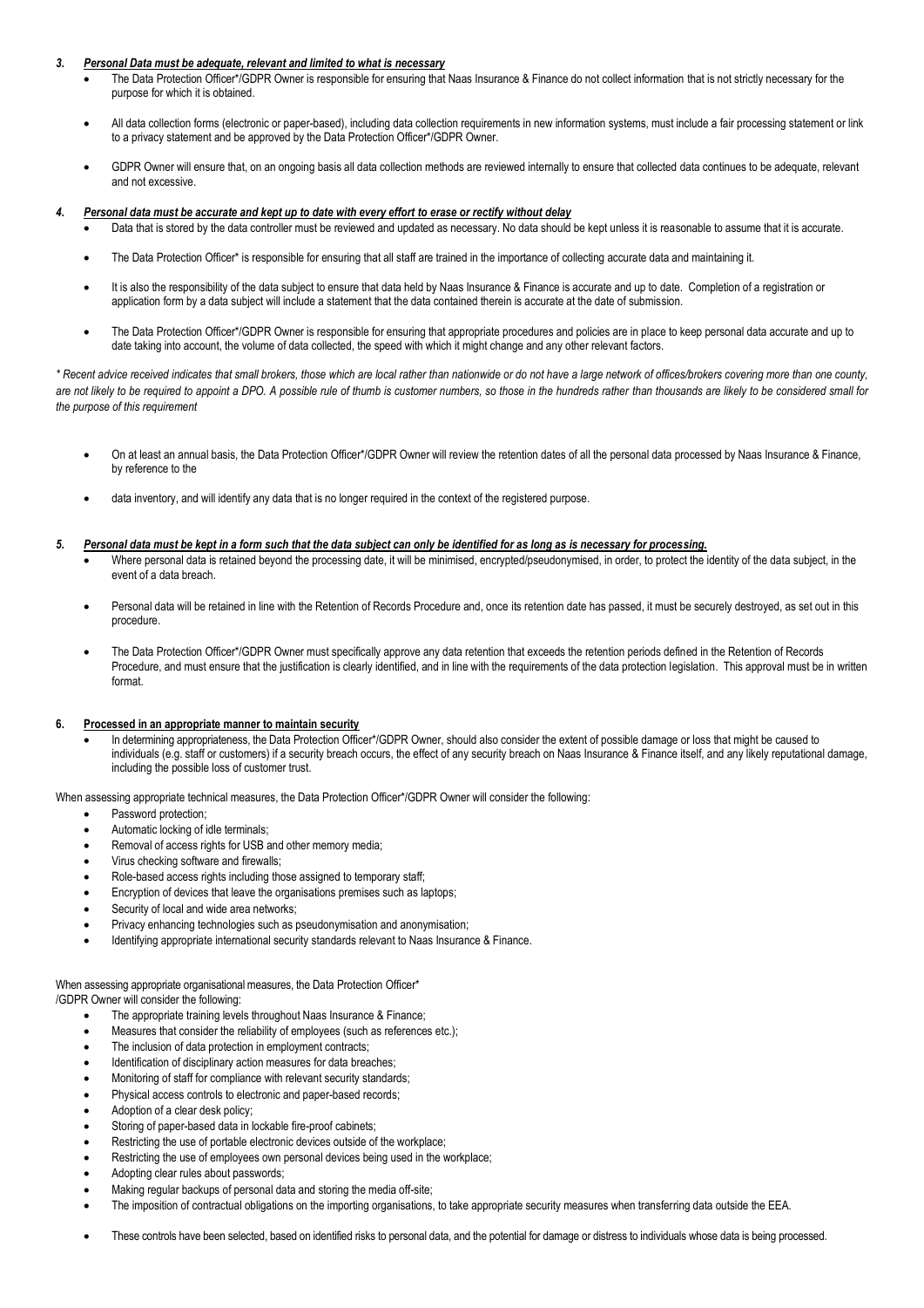### *3. Personal Data must be adequate, relevant and limited to what is necessary*

- The Data Protection Officer*/GDPR Owner is responsible for ensuring that Naas Insurance & Finance do not collect information that is not strictly necessary for the purpose for which it is obtained.
- All data collection forms (electronic or paper-based), including data collection requirements in new information systems, must include a fair processing statement or link to a privacy statement and be approved by the Data Protection Officer*/GDPR Owner.
- GDPR Owner will ensure that, on an ongoing basis all data collection methods are reviewed internally to ensure that collected data continues to be adequate, relevant and not excessive.

### *4. Personal data must be accurate and kept up to date with every effort to erase or rectify without delay*

- Data that is stored by the data controller must be reviewed and updated as necessary. No data should be kept unless it is reasonable to assume that it is accurate.
- The Data Protection Officer* is responsible for ensuring that all staff are trained in the importance of collecting accurate data and maintaining it.
- It is also the responsibility of the data subject to ensure that data held by Naas Insurance & Finance is accurate and up to date. Completion of a registration or application form by a data subject will include a statement that the data contained therein is accurate at the date of submission.
- The Data Protection Officer*/GDPR Owner is responsible for ensuring that appropriate procedures and policies are in place to keep personal data accurate and up to date taking into account, the volume of data collected, the speed with which it might change and any other relevant factors.

*\* Recent advice received indicates that small brokers, those which are local rather than nationwide or do not have a large network of offices/brokers covering more than one county, are not likely to be required to appoint a DPO. A possible rule of thumb is customer numbers, so those in the hundreds rather than thousands are likely to be considered small for the purpose of this requirement*

- On at least an annual basis, the Data Protection Officer*/GDPR Owner will review the retention dates of all the personal data processed by Naas Insurance & Finance, by reference to the
- data inventory, and will identify any data that is no longer required in the context of the registered purpose.

### *5. Personal data must be kept in a form such that the data subject can only be identified for as long as is necessary for processing.*

- Where personal data is retained beyond the processing date, it will be minimised, encrypted/pseudonymised, in order, to protect the identity of the data subject, in the event of a data breach.
- Personal data will be retained in line with the Retention of Records Procedure and, once its retention date has passed, it must be securely destroyed, as set out in this procedure.
- The Data Protection Officer*/GDPR Owner must specifically approve any data retention that exceeds the retention periods defined in the Retention of Records Procedure, and must ensure that the justification is clearly identified, and in line with the requirements of the data protection legislation. This approval must be in written format.

### 6. Processed in an appropriate manner to maintain security

- In determining appropriateness, the Data Protection Officer*/GDPR Owner, should also consider the extent of possible damage or loss that might be caused to individuals (e.g. staff or customers) if a security breach occurs, the effect of any security breach on Naas Insurance & Finance itself, and any likely reputational damage, including the possible loss of customer trust.

When assessing appropriate technical measures, the Data Protection Officer*/GDPR Owner will consider the following:

- Password protection;
- Automatic locking of idle terminals;
- Removal of access rights for USB and other memory media;
- Virus checking software and firewalls;
- Role-based access rights including those assigned to temporary staff;
- Encryption of devices that leave the organisations premises such as laptops;
- Security of local and wide area networks;
- Privacy enhancing technologies such as pseudonymisation and anonymisation;
- Identifying appropriate international security standards relevant to Naas Insurance & Finance.

When assessing appropriate organisational measures, the Data Protection Officer*
/GDPR Owner will consider the following:

- The appropriate training levels throughout Naas Insurance & Finance;
- Measures that consider the reliability of employees (such as references etc.);
- The inclusion of data protection in employment contracts;
- Identification of disciplinary action measures for data breaches;
- Monitoring of staff for compliance with relevant security standards;
- Physical access controls to electronic and paper-based records;
- Adoption of a clear desk policy;
- Storing of paper-based data in lockable fire-proof cabinets;
- Restricting the use of portable electronic devices outside of the workplace;
- Restricting the use of employees own personal devices being used in the workplace;
- Adopting clear rules about passwords;
- Making regular backups of personal data and storing the media off-site;
- The imposition of contractual obligations on the importing organisations, to take appropriate security measures when transferring data outside the EEA.

- These controls have been selected, based on identified risks to personal data, and the potential for damage or distress to individuals whose data is being processed.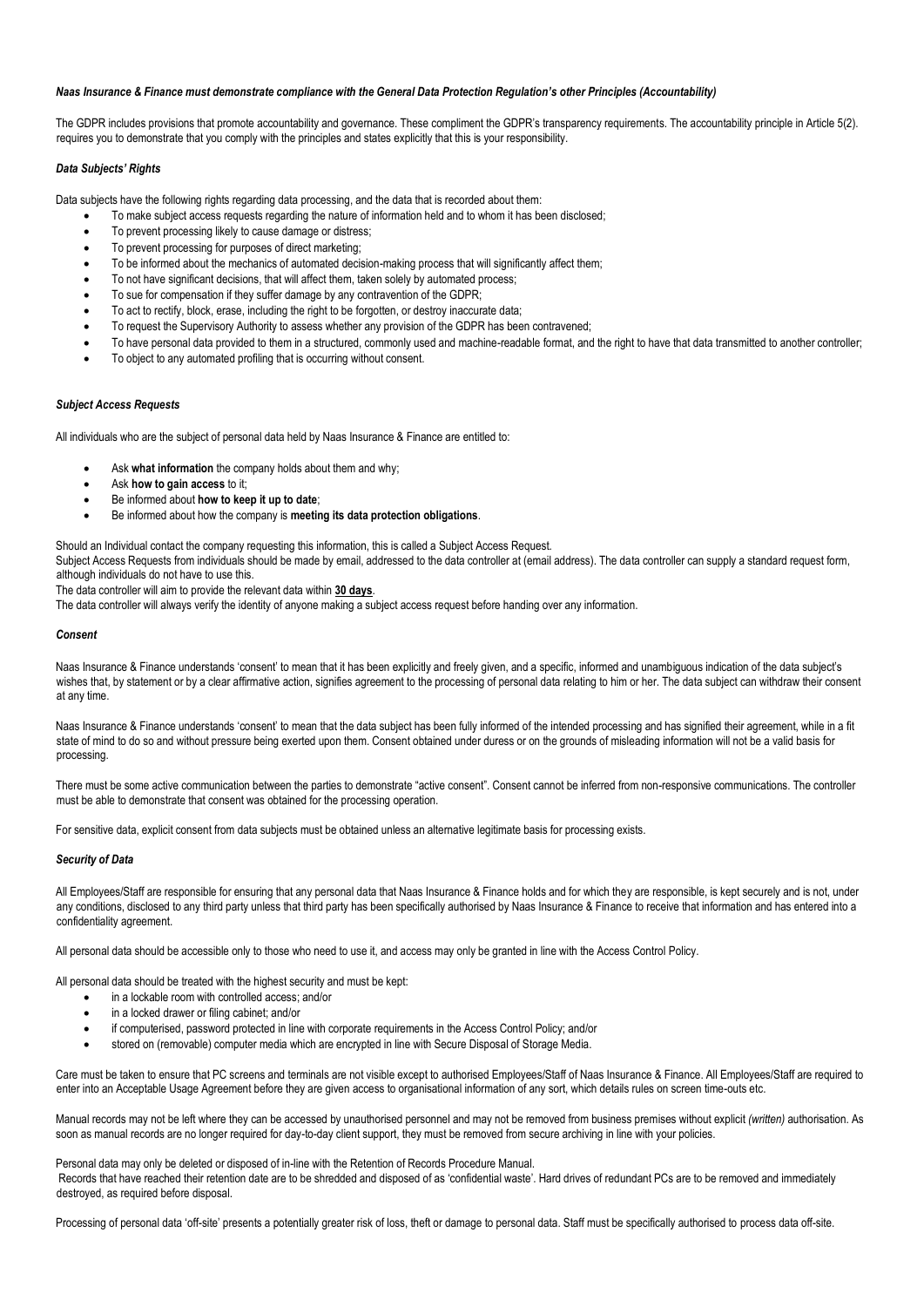***Naas Insurance & Finance must demonstrate compliance with the General Data Protection Regulation's other Principles (Accountability)***

The GDPR includes provisions that promote accountability and governance. These compliment the GDPR's transparency requirements. The accountability principle in Article 5(2). requires you to demonstrate that you comply with the principles and states explicitly that this is your responsibility.

***Data Subjects' Rights***

Data subjects have the following rights regarding data processing, and the data that is recorded about them:

- To make subject access requests regarding the nature of information held and to whom it has been disclosed;
- To prevent processing likely to cause damage or distress;
- To prevent processing for purposes of direct marketing;
- To be informed about the mechanics of automated decision-making process that will significantly affect them;
- To not have significant decisions, that will affect them, taken solely by automated process;
- To sue for compensation if they suffer damage by any contravention of the GDPR;
- To act to rectify, block, erase, including the right to be forgotten, or destroy inaccurate data;
- To request the Supervisory Authority to assess whether any provision of the GDPR has been contravened;
- To have personal data provided to them in a structured, commonly used and machine-readable format, and the right to have that data transmitted to another controller;
- To object to any automated profiling that is occurring without consent.

***Subject Access Requests***

All individuals who are the subject of personal data held by Naas Insurance & Finance are entitled to:

- Ask **what information** the company holds about them and why;
- Ask **how to gain access** to it;
- Be informed about **how to keep it up to date**;
- Be informed about how the company is **meeting its data protection obligations**.

Should an Individual contact the company requesting this information, this is called a Subject Access Request.
Subject Access Requests from individuals should be made by email, addressed to the data controller at (email address). The data controller can supply a standard request form, although individuals do not have to use this.
The data controller will aim to provide the relevant data within **30 days**.
The data controller will always verify the identity of anyone making a subject access request before handing over any information.

***Consent***

Naas Insurance & Finance understands 'consent' to mean that it has been explicitly and freely given, and a specific, informed and unambiguous indication of the data subject's wishes that, by statement or by a clear affirmative action, signifies agreement to the processing of personal data relating to him or her. The data subject can withdraw their consent at any time.

Naas Insurance & Finance understands 'consent' to mean that the data subject has been fully informed of the intended processing and has signified their agreement, while in a fit state of mind to do so and without pressure being exerted upon them. Consent obtained under duress or on the grounds of misleading information will not be a valid basis for processing.

There must be some active communication between the parties to demonstrate "active consent". Consent cannot be inferred from non-responsive communications. The controller must be able to demonstrate that consent was obtained for the processing operation.

For sensitive data, explicit consent from data subjects must be obtained unless an alternative legitimate basis for processing exists.

***Security of Data***

All Employees/Staff are responsible for ensuring that any personal data that Naas Insurance & Finance holds and for which they are responsible, is kept securely and is not, under any conditions, disclosed to any third party unless that third party has been specifically authorised by Naas Insurance & Finance to receive that information and has entered into a confidentiality agreement.

All personal data should be accessible only to those who need to use it, and access may only be granted in line with the Access Control Policy.

All personal data should be treated with the highest security and must be kept:

- in a lockable room with controlled access; and/or
- in a locked drawer or filing cabinet; and/or
- if computerised, password protected in line with corporate requirements in the Access Control Policy; and/or
- stored on (removable) computer media which are encrypted in line with Secure Disposal of Storage Media.

Care must be taken to ensure that PC screens and terminals are not visible except to authorised Employees/Staff of Naas Insurance & Finance. All Employees/Staff are required to enter into an Acceptable Usage Agreement before they are given access to organisational information of any sort, which details rules on screen time-outs etc.

Manual records may not be left where they can be accessed by unauthorised personnel and may not be removed from business premises without explicit *(written)* authorisation. As soon as manual records are no longer required for day-to-day client support, they must be removed from secure archiving in line with your policies.

Personal data may only be deleted or disposed of in-line with the Retention of Records Procedure Manual.
Records that have reached their retention date are to be shredded and disposed of as 'confidential waste'. Hard drives of redundant PCs are to be removed and immediately destroyed, as required before disposal.

Processing of personal data 'off-site' presents a potentially greater risk of loss, theft or damage to personal data. Staff must be specifically authorised to process data off-site.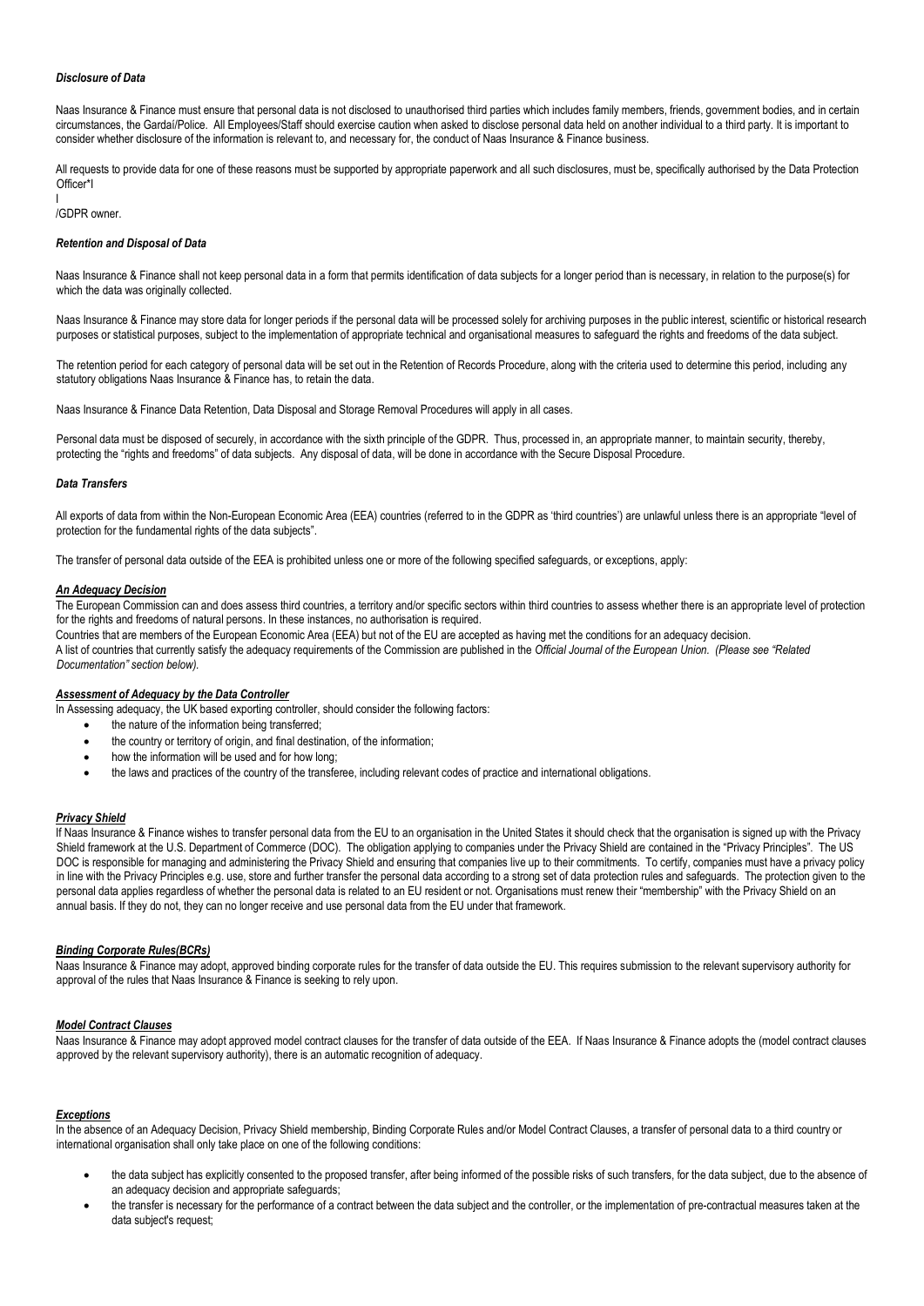### *Disclosure of Data*

Naas Insurance & Finance must ensure that personal data is not disclosed to unauthorised third parties which includes family members, friends, government bodies, and in certain circumstances, the Gardai/Police. All Employees/Staff should exercise caution when asked to disclose personal data held on another individual to a third party. It is important to consider whether disclosure of the information is relevant to, and necessary for, the conduct of Naas Insurance & Finance business.

All requests to provide data for one of these reasons must be supported by appropriate paperwork and all such disclosures, must be, specifically authorised by the Data Protection Officer*I
I
/GDPR owner.

### *Retention and Disposal of Data*

Naas Insurance & Finance shall not keep personal data in a form that permits identification of data subjects for a longer period than is necessary, in relation to the purpose(s) for which the data was originally collected.

Naas Insurance & Finance may store data for longer periods if the personal data will be processed solely for archiving purposes in the public interest, scientific or historical research purposes or statistical purposes, subject to the implementation of appropriate technical and organisational measures to safeguard the rights and freedoms of the data subject.

The retention period for each category of personal data will be set out in the Retention of Records Procedure, along with the criteria used to determine this period, including any statutory obligations Naas Insurance & Finance has, to retain the data.

Naas Insurance & Finance Data Retention, Data Disposal and Storage Removal Procedures will apply in all cases.

Personal data must be disposed of securely, in accordance with the sixth principle of the GDPR. Thus, processed in, an appropriate manner, to maintain security, thereby, protecting the "rights and freedoms" of data subjects. Any disposal of data, will be done in accordance with the Secure Disposal Procedure.

### *Data Transfers*

All exports of data from within the Non-European Economic Area (EEA) countries (referred to in the GDPR as 'third countries') are unlawful unless there is an appropriate "level of protection for the fundamental rights of the data subjects".

The transfer of personal data outside of the EEA is prohibited unless one or more of the following specified safeguards, or exceptions, apply:

#### ***An Adequacy Decision***

The European Commission can and does assess third countries, a territory and/or specific sectors within third countries to assess whether there is an appropriate level of protection for the rights and freedoms of natural persons. In these instances, no authorisation is required.
Countries that are members of the European Economic Area (EEA) but not of the EU are accepted as having met the conditions for an adequacy decision.
A list of countries that currently satisfy the adequacy requirements of the Commission are published in the *Official Journal of the European Union. (Please see "Related Documentation" section below).*

#### ***Assessment of Adequacy by the Data Controller***

In Assessing adequacy, the UK based exporting controller, should consider the following factors:

- the nature of the information being transferred;
- the country or territory of origin, and final destination, of the information;
- how the information will be used and for how long;
- the laws and practices of the country of the transferee, including relevant codes of practice and international obligations.

#### ***Privacy Shield***

If Naas Insurance & Finance wishes to transfer personal data from the EU to an organisation in the United States it should check that the organisation is signed up with the Privacy Shield framework at the U.S. Department of Commerce (DOC). The obligation applying to companies under the Privacy Shield are contained in the "Privacy Principles". The US DOC is responsible for managing and administering the Privacy Shield and ensuring that companies live up to their commitments. To certify, companies must have a privacy policy in line with the Privacy Principles e.g. use, store and further transfer the personal data according to a strong set of data protection rules and safeguards. The protection given to the personal data applies regardless of whether the personal data is related to an EU resident or not. Organisations must renew their "membership" with the Privacy Shield on an annual basis. If they do not, they can no longer receive and use personal data from the EU under that framework.

#### ***Binding Corporate Rules(BCRs)***

Naas Insurance & Finance may adopt, approved binding corporate rules for the transfer of data outside the EU. This requires submission to the relevant supervisory authority for approval of the rules that Naas Insurance & Finance is seeking to rely upon.

#### ***Model Contract Clauses***

Naas Insurance & Finance may adopt approved model contract clauses for the transfer of data outside of the EEA. If Naas Insurance & Finance adopts the (model contract clauses approved by the relevant supervisory authority), there is an automatic recognition of adequacy.

#### ***Exceptions***

In the absence of an Adequacy Decision, Privacy Shield membership, Binding Corporate Rules and/or Model Contract Clauses, a transfer of personal data to a third country or international organisation shall only take place on one of the following conditions:

- the data subject has explicitly consented to the proposed transfer, after being informed of the possible risks of such transfers, for the data subject, due to the absence of an adequacy decision and appropriate safeguards;
- the transfer is necessary for the performance of a contract between the data subject and the controller, or the implementation of pre-contractual measures taken at the data subject's request;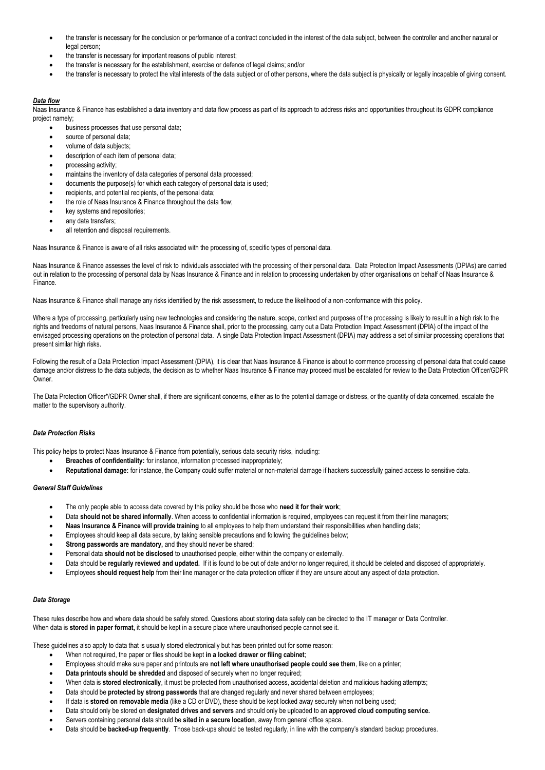- the transfer is necessary for the conclusion or performance of a contract concluded in the interest of the data subject, between the controller and another natural or legal person;
- the transfer is necessary for important reasons of public interest;
- the transfer is necessary for the establishment, exercise or defence of legal claims; and/or
- the transfer is necessary to protect the vital interests of the data subject or of other persons, where the data subject is physically or legally incapable of giving consent.

***Data flow***

Naas Insurance & Finance has established a data inventory and data flow process as part of its approach to address risks and opportunities throughout its GDPR compliance project namely;

- business processes that use personal data;
- source of personal data;
- volume of data subjects;
- description of each item of personal data;
- processing activity;
- maintains the inventory of data categories of personal data processed;
- documents the purpose(s) for which each category of personal data is used;
- recipients, and potential recipients, of the personal data;
- the role of Naas Insurance & Finance throughout the data flow;
- key systems and repositories;
- any data transfers;
- all retention and disposal requirements.

Naas Insurance & Finance is aware of all risks associated with the processing of, specific types of personal data.

Naas Insurance & Finance assesses the level of risk to individuals associated with the processing of their personal data. Data Protection Impact Assessments (DPIAs) are carried out in relation to the processing of personal data by Naas Insurance & Finance and in relation to processing undertaken by other organisations on behalf of Naas Insurance & Finance.

Naas Insurance & Finance shall manage any risks identified by the risk assessment, to reduce the likelihood of a non-conformance with this policy.

Where a type of processing, particularly using new technologies and considering the nature, scope, context and purposes of the processing is likely to result in a high risk to the rights and freedoms of natural persons, Naas Insurance & Finance shall, prior to the processing, carry out a Data Protection Impact Assessment (DPIA) of the impact of the envisaged processing operations on the protection of personal data. A single Data Protection Impact Assessment (DPIA) may address a set of similar processing operations that present similar high risks.

Following the result of a Data Protection Impact Assessment (DPIA), it is clear that Naas Insurance & Finance is about to commence processing of personal data that could cause damage and/or distress to the data subjects, the decision as to whether Naas Insurance & Finance may proceed must be escalated for review to the Data Protection Officer/GDPR Owner.

The Data Protection Officer*/GDPR Owner shall, if there are significant concerns, either as to the potential damage or distress, or the quantity of data concerned, escalate the matter to the supervisory authority.

***Data Protection Risks***

This policy helps to protect Naas Insurance & Finance from potentially, serious data security risks, including:

- **Breaches of confidentiality:** for instance, information processed inappropriately;
- **Reputational damage:** for instance, the Company could suffer material or non-material damage if hackers successfully gained access to sensitive data.

***General Staff Guidelines***

- The only people able to access data covered by this policy should be those who **need it for their work**;
- Data **should not be shared informally**. When access to confidential information is required, employees can request it from their line managers;
- **Naas Insurance & Finance will provide training** to all employees to help them understand their responsibilities when handling data;
- Employees should keep all data secure, by taking sensible precautions and following the guidelines below;
- **Strong passwords are mandatory,** and they should never be shared;
- Personal data **should not be disclosed** to unauthorised people, either within the company or externally.
- Data should be **regularly reviewed and updated.** If it is found to be out of date and/or no longer required, it should be deleted and disposed of appropriately.
- Employees **should request help** from their line manager or the data protection officer if they are unsure about any aspect of data protection.

***Data Storage***

These rules describe how and where data should be safely stored. Questions about storing data safely can be directed to the IT manager or Data Controller.
When data is **stored in paper format,** it should be kept in a secure place where unauthorised people cannot see it.

These guidelines also apply to data that is usually stored electronically but has been printed out for some reason:

- When not required, the paper or files should be kept **in a locked drawer or filing cabinet**;
- Employees should make sure paper and printouts are **not left where unauthorised people could see them**, like on a printer;
- **Data printouts should be shredded** and disposed of securely when no longer required;
- When data is **stored electronically**, it must be protected from unauthorised access, accidental deletion and malicious hacking attempts;
- Data should be **protected by strong passwords** that are changed regularly and never shared between employees;
- If data is **stored on removable media** (like a CD or DVD), these should be kept locked away securely when not being used;
- Data should only be stored on **designated drives and servers** and should only be uploaded to an **approved cloud computing service.**
- Servers containing personal data should be **sited in a secure location**, away from general office space.
- Data should be **backed-up frequently**. Those back-ups should be tested regularly, in line with the company's standard backup procedures.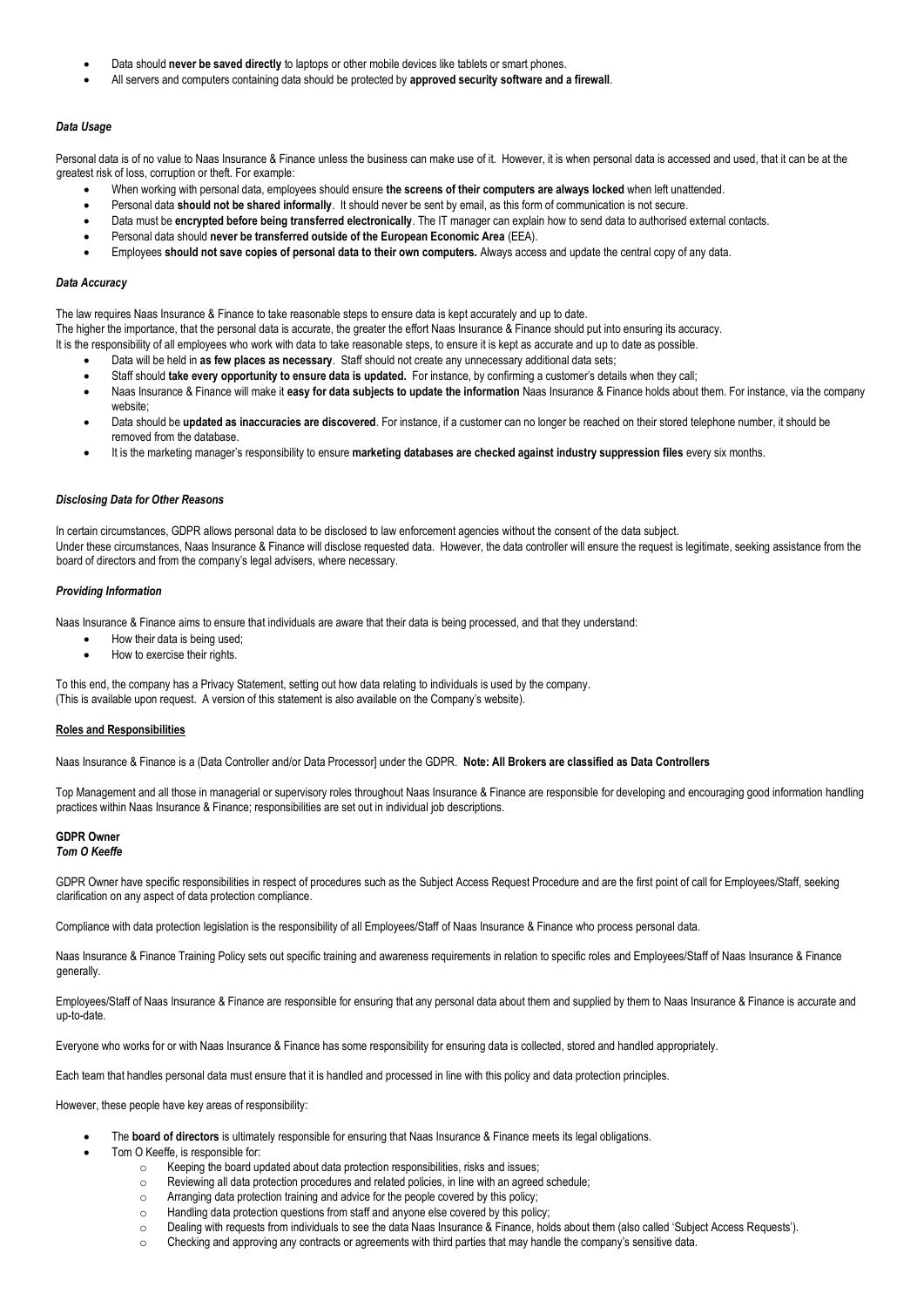- Data should **never be saved directly** to laptops or other mobile devices like tablets or smart phones.
- All servers and computers containing data should be protected by **approved security software and a firewall**.

***Data Usage***

Personal data is of no value to Naas Insurance & Finance unless the business can make use of it. However, it is when personal data is accessed and used, that it can be at the greatest risk of loss, corruption or theft. For example:

- When working with personal data, employees should ensure **the screens of their computers are always locked** when left unattended.
- Personal data **should not be shared informally**. It should never be sent by email, as this form of communication is not secure.
- Data must be **encrypted before being transferred electronically**. The IT manager can explain how to send data to authorised external contacts.
- Personal data should **never be transferred outside of the European Economic Area** (EEA).
- Employees **should not save copies of personal data to their own computers.** Always access and update the central copy of any data.

***Data Accuracy***

The law requires Naas Insurance & Finance to take reasonable steps to ensure data is kept accurately and up to date.
The higher the importance, that the personal data is accurate, the greater the effort Naas Insurance & Finance should put into ensuring its accuracy.
It is the responsibility of all employees who work with data to take reasonable steps, to ensure it is kept as accurate and up to date as possible.

- Data will be held in **as few places as necessary**. Staff should not create any unnecessary additional data sets;
- Staff should **take every opportunity to ensure data is updated.** For instance, by confirming a customer's details when they call;
- Naas Insurance & Finance will make it **easy for data subjects to update the information** Naas Insurance & Finance holds about them. For instance, via the company website;
- Data should be **updated as inaccuracies are discovered**. For instance, if a customer can no longer be reached on their stored telephone number, it should be removed from the database.
- It is the marketing manager's responsibility to ensure **marketing databases are checked against industry suppression files** every six months.

***Disclosing Data for Other Reasons***

In certain circumstances, GDPR allows personal data to be disclosed to law enforcement agencies without the consent of the data subject.
Under these circumstances, Naas Insurance & Finance will disclose requested data. However, the data controller will ensure the request is legitimate, seeking assistance from the board of directors and from the company's legal advisers, where necessary.

***Providing Information***

Naas Insurance & Finance aims to ensure that individuals are aware that their data is being processed, and that they understand:

- How their data is being used;
- How to exercise their rights.

To this end, the company has a Privacy Statement, setting out how data relating to individuals is used by the company.
(This is available upon request. A version of this statement is also available on the Company's website).

**Roles and Responsibilities**

Naas Insurance & Finance is a (Data Controller and/or Data Processor] under the GDPR. **Note: All Brokers are classified as Data Controllers**

Top Management and all those in managerial or supervisory roles throughout Naas Insurance & Finance are responsible for developing and encouraging good information handling practices within Naas Insurance & Finance; responsibilities are set out in individual job descriptions.

**GDPR Owner**
***Tom O Keeffe***

GDPR Owner have specific responsibilities in respect of procedures such as the Subject Access Request Procedure and are the first point of call for Employees/Staff, seeking clarification on any aspect of data protection compliance.

Compliance with data protection legislation is the responsibility of all Employees/Staff of Naas Insurance & Finance who process personal data.

Naas Insurance & Finance Training Policy sets out specific training and awareness requirements in relation to specific roles and Employees/Staff of Naas Insurance & Finance generally.

Employees/Staff of Naas Insurance & Finance are responsible for ensuring that any personal data about them and supplied by them to Naas Insurance & Finance is accurate and up-to-date.

Everyone who works for or with Naas Insurance & Finance has some responsibility for ensuring data is collected, stored and handled appropriately.

Each team that handles personal data must ensure that it is handled and processed in line with this policy and data protection principles.

However, these people have key areas of responsibility:

- The **board of directors** is ultimately responsible for ensuring that Naas Insurance & Finance meets its legal obligations.
- Tom O Keeffe, is responsible for:
  - Keeping the board updated about data protection responsibilities, risks and issues;
  - Reviewing all data protection procedures and related policies, in line with an agreed schedule;
  - Arranging data protection training and advice for the people covered by this policy;
  - Handling data protection questions from staff and anyone else covered by this policy;
  - Dealing with requests from individuals to see the data Naas Insurance & Finance, holds about them (also called 'Subject Access Requests').
  - Checking and approving any contracts or agreements with third parties that may handle the company's sensitive data.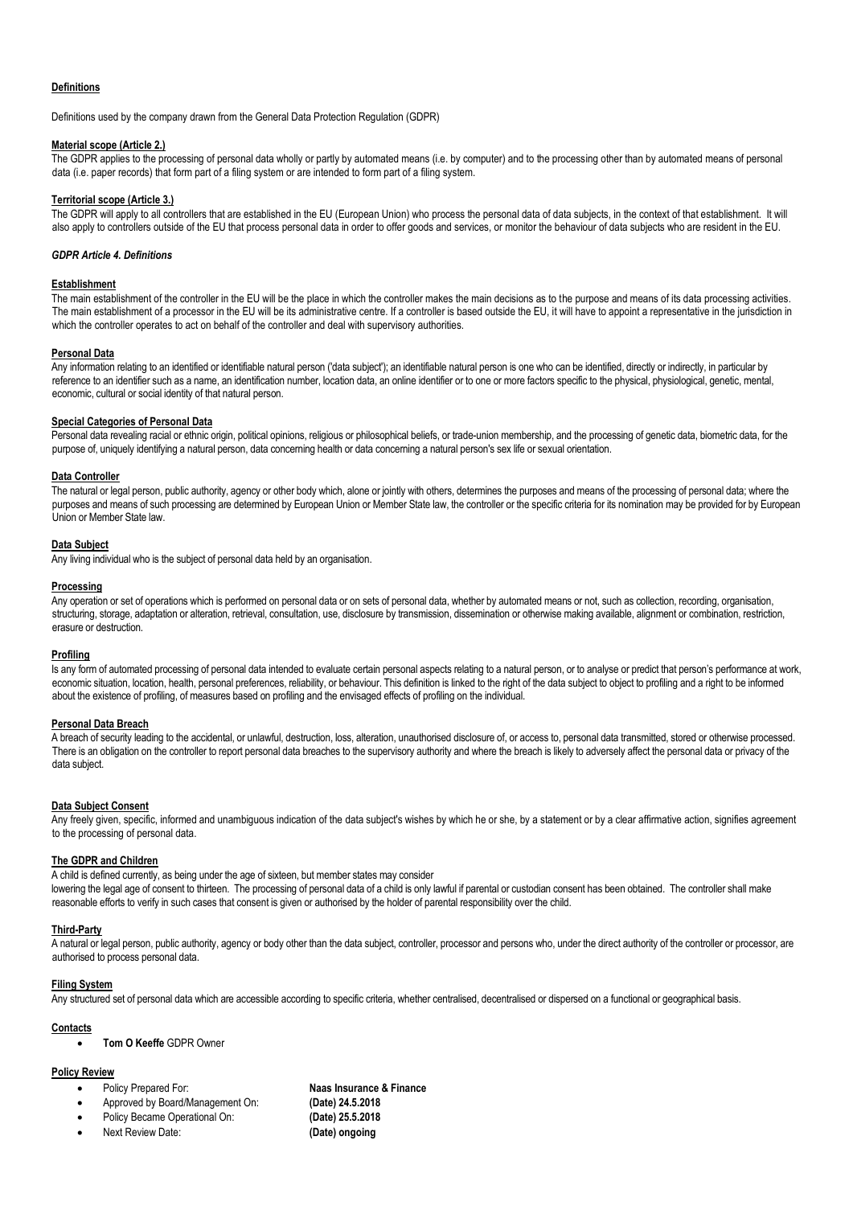## Definitions

Definitions used by the company drawn from the General Data Protection Regulation (GDPR)

### Material scope (Article 2.)

The GDPR applies to the processing of personal data wholly or partly by automated means (i.e. by computer) and to the processing other than by automated means of personal data (i.e. paper records) that form part of a filing system or are intended to form part of a filing system.

### Territorial scope (Article 3.)

The GDPR will apply to all controllers that are established in the EU (European Union) who process the personal data of data subjects, in the context of that establishment. It will also apply to controllers outside of the EU that process personal data in order to offer goods and services, or monitor the behaviour of data subjects who are resident in the EU.

### *GDPR Article 4. Definitions*

#### Establishment

The main establishment of the controller in the EU will be the place in which the controller makes the main decisions as to the purpose and means of its data processing activities. The main establishment of a processor in the EU will be its administrative centre. If a controller is based outside the EU, it will have to appoint a representative in the jurisdiction in which the controller operates to act on behalf of the controller and deal with supervisory authorities.

#### Personal Data

Any information relating to an identified or identifiable natural person ('data subject'); an identifiable natural person is one who can be identified, directly or indirectly, in particular by reference to an identifier such as a name, an identification number, location data, an online identifier or to one or more factors specific to the physical, physiological, genetic, mental, economic, cultural or social identity of that natural person.

#### Special Categories of Personal Data

Personal data revealing racial or ethnic origin, political opinions, religious or philosophical beliefs, or trade-union membership, and the processing of genetic data, biometric data, for the purpose of, uniquely identifying a natural person, data concerning health or data concerning a natural person's sex life or sexual orientation.

#### Data Controller

The natural or legal person, public authority, agency or other body which, alone or jointly with others, determines the purposes and means of the processing of personal data; where the purposes and means of such processing are determined by European Union or Member State law, the controller or the specific criteria for its nomination may be provided for by European Union or Member State law.

#### Data Subject

Any living individual who is the subject of personal data held by an organisation.

#### Processing

Any operation or set of operations which is performed on personal data or on sets of personal data, whether by automated means or not, such as collection, recording, organisation, structuring, storage, adaptation or alteration, retrieval, consultation, use, disclosure by transmission, dissemination or otherwise making available, alignment or combination, restriction, erasure or destruction.

#### Profiling

Is any form of automated processing of personal data intended to evaluate certain personal aspects relating to a natural person, or to analyse or predict that person's performance at work, economic situation, location, health, personal preferences, reliability, or behaviour. This definition is linked to the right of the data subject to object to profiling and a right to be informed about the existence of profiling, of measures based on profiling and the envisaged effects of profiling on the individual.

#### Personal Data Breach

A breach of security leading to the accidental, or unlawful, destruction, loss, alteration, unauthorised disclosure of, or access to, personal data transmitted, stored or otherwise processed. There is an obligation on the controller to report personal data breaches to the supervisory authority and where the breach is likely to adversely affect the personal data or privacy of the data subject.

#### Data Subject Consent

Any freely given, specific, informed and unambiguous indication of the data subject's wishes by which he or she, by a statement or by a clear affirmative action, signifies agreement to the processing of personal data.

#### The GDPR and Children

A child is defined currently, as being under the age of sixteen, but member states may consider lowering the legal age of consent to thirteen. The processing of personal data of a child is only lawful if parental or custodian consent has been obtained. The controller shall make reasonable efforts to verify in such cases that consent is given or authorised by the holder of parental responsibility over the child.

#### Third-Party

A natural or legal person, public authority, agency or body other than the data subject, controller, processor and persons who, under the direct authority of the controller or processor, are authorised to process personal data.

#### Filing System

Any structured set of personal data which are accessible according to specific criteria, whether centralised, decentralised or dispersed on a functional or geographical basis.

## Contacts

- **Tom O Keeffe** GDPR Owner

## Policy Review

- Policy Prepared For: **Naas Insurance & Finance**
- Approved by Board/Management On: **(Date) 24.5.2018**
- Policy Became Operational On: **(Date) 25.5.2018**
- Next Review Date: **(Date) ongoing**